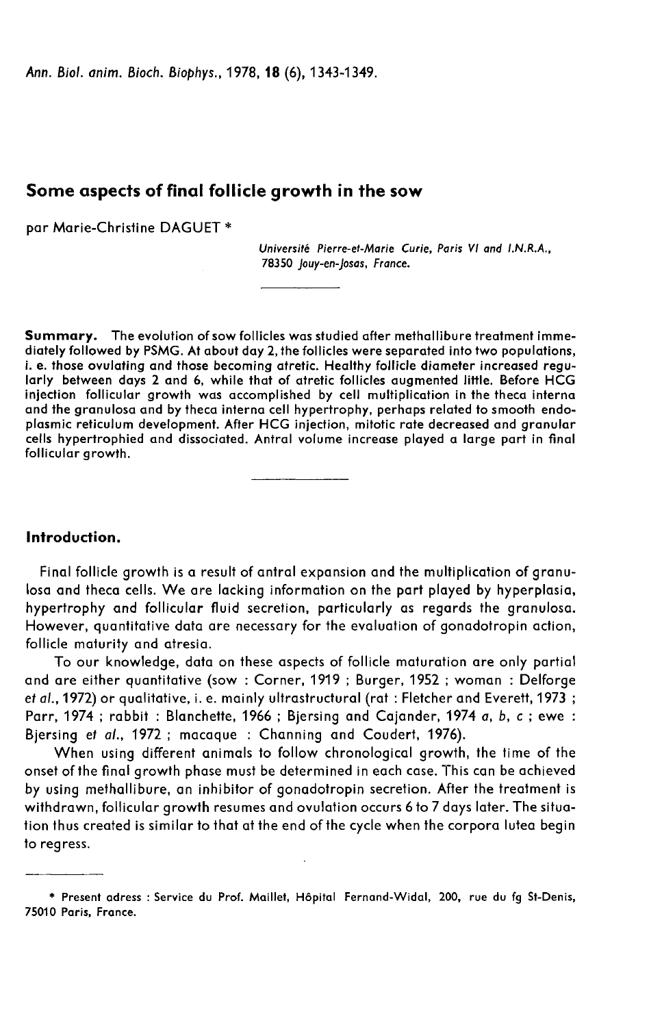# Some aspects of final follicle growth in the sow

par Marie-Christine DAGUET *

*Université Pierre-et-Marie Curie, Paris VI and I.N.R.A., 78350 Jouy-en-Josas, France.*

**Summary.** The evolution of sow follicles was studied after methallibure treatment immediately followed by PSMG. At about day 2, the follicles were separated into two populations, i. e. those ovulating and those becoming atretic. Healthy follicle diameter increased regularly between days 2 and 6, while that of atretic follicles augmented little. Before HCG injection follicular growth was accomplished by cell multiplication in the theca interna and the granulosa and by theca interna cell hypertrophy, perhaps related to smooth endoplasmic reticulum development. After HCG injection, mitotic rate decreased and granular cells hypertrophied and dissociated. Antral volume increase played a large part in final follicular growth.

## Introduction.

Final follicle growth is a result of antral expansion and the multiplication of granulosa and theca cells. We are lacking information on the part played by hyperplasia, hypertrophy and follicular fluid secretion, particularly as regards the granulosa. However, quantitative data are necessary for the evaluation of gonadotropin action, follicle maturity and atresia.

To our knowledge, data on these aspects of follicle maturation are only partial and are either quantitative (sow : Corner, 1919 ; Burger, 1952 ; woman : Delforge *et al.*, 1972) or qualitative, i. e. mainly ultrastructural (rat : Fletcher and Everett, 1973 ; Parr, 1974 ; rabbit : Blanchette, 1966 ; Bjersing and Cajander, 1974 *a*, *b*, *c* ; ewe : Bjersing *et al.*, 1972 ; macaque : Channing and Coudert, 1976).

When using different animals to follow chronological growth, the time of the onset of the final growth phase must be determined in each case. This can be achieved by using methallibure, an inhibitor of gonadotropin secretion. After the treatment is withdrawn, follicular growth resumes and ovulation occurs 6 to 7 days later. The situation thus created is similar to that at the end of the cycle when the corpora lutea begin to regress.

* Present adress : Service du Prof. Maillet, Hôpital Fernand-Widal, 200, rue du fg St-Denis, 75010 Paris, France.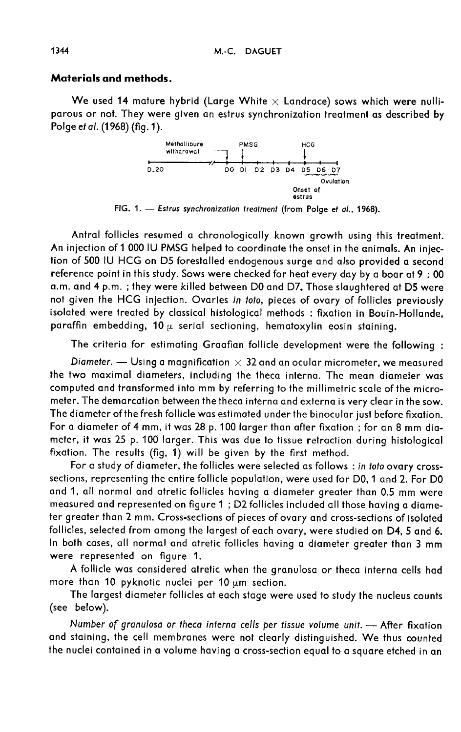## Materials and methods.

We used 14 mature hybrid (Large White × Landrace) sows which were nulliparous or not. They were given an estrus synchronization treatment as described by Polge *et al.* (1968) (fig. 1).

FIG. 1. — *Estrus synchronization treatment* (from Polge *et al.*, 1968).

Antral follicles resumed a chronologically known growth using this treatment. An injection of 1 000 IU PMSG helped to coordinate the onset in the animals. An injection of 500 IU HCG on D5 forestalled endogenous surge and also provided a second reference point in this study. Sows were checked for heat every day by a boar at 9 : 00 a.m. and 4 p.m. ; they were killed between D0 and D7. Those slaughtered at D5 were not given the HCG injection. Ovaries *in toto*, pieces of ovary of follicles previously isolated were treated by classical histological methods : fixation in Bouin-Hollande, paraffin embedding, 10 $\mu$ serial sectioning, hematoxylin eosin staining.

The criteria for estimating Graafian follicle development were the following :

*Diameter.* — Using a magnification × 32 and an ocular micrometer, we measured the two maximal diameters, including the theca interna. The mean diameter was computed and transformed into mm by referring to the millimetric scale of the micrometer. The demarcation between the theca interna and externa is very clear in the sow. The diameter of the fresh follicle was estimated under the binocular just before fixation. For a diameter of 4 mm, it was 28 p. 100 larger than after fixation ; for an 8 mm diameter, it was 25 p. 100 larger. This was due to tissue retraction during histological fixation. The results (fig, 1) will be given by the first method.

For a study of diameter, the follicles were selected as follows : *in toto* ovary cross-sections, representing the entire follicle population, were used for D0, 1 and 2. For D0 and 1, all normal and atretic follicles having a diameter greater than 0.5 mm were measured and represented on figure 1 ; D2 follicles included all those having a diameter greater than 2 mm. Cross-sections of pieces of ovary and cross-sections of isolated follicles, selected from among the largest of each ovary, were studied on D4, 5 and 6. In both cases, all normal and atretic follicles having a diameter greater than 3 mm were represented on figure 1.

A follicle was considered atretic when the granulosa or theca interna cells had more than 10 pyknotic nuclei per 10 $\mu$m section.

The largest diameter follicles at each stage were used to study the nucleus counts (see below).

*Number of granulosa or theca interna cells per tissue volume unit.* — After fixation and staining, the cell membranes were not clearly distinguished. We thus counted the nuclei contained in a volume having a cross-section equal to a square etched in an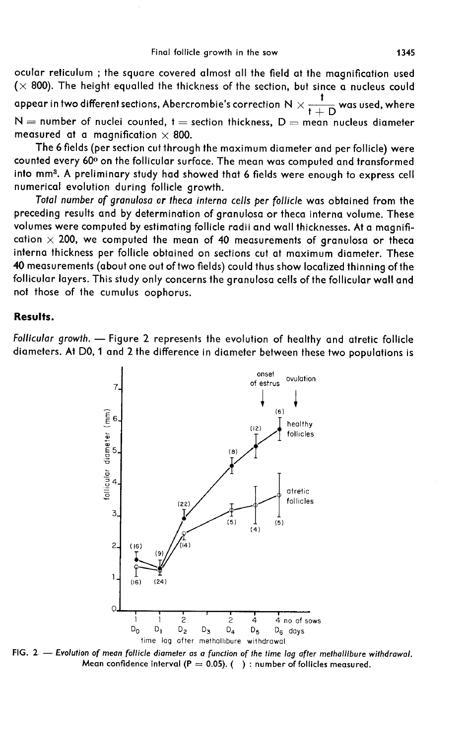ocular reticulum ; the square covered almost all the field at the magnification used ($\times$ 800). The height equalled the thickness of the section, but since a nucleus could appear in two different sections, Abercrombie's correction $N \times \frac{t}{t + D}$ was used, where $N$ = number of nuclei counted, $t$ = section thickness, $D$ = mean nucleus diameter measured at a magnification $\times$ 800.

The 6 fields (per section cut through the maximum diameter and per follicle) were counted every 60° on the follicular surface. The mean was computed and transformed into $mm^3$. A preliminary study had showed that 6 fields were enough to express cell numerical evolution during follicle growth.

*Total number of granulosa or theca interna cells per follicle* was obtained from the preceding results and by determination of granulosa or theca interna volume. These volumes were computed by estimating follicle radii and wall thicknesses. At a magnification $\times$ 200, we computed the mean of 40 measurements of granulosa or theca interna thickness per follicle obtained on sections cut at maximum diameter. These 40 measurements (about one out of two fields) could thus show localized thinning of the follicular layers. This study only concerns the granulosa cells of the follicular wall and not those of the cumulus oophorus.

## Results.

*Follicular growth.* — Figure 2 represents the evolution of healthy and atretic follicle diameters. At D0, 1 and 2 the difference in diameter between these two populations is

FIG. 2. — *Evolution of mean follicle diameter as a function of the time lag after methallibure withdrawal. Mean confidence interval (P = 0.05). ( ) : number of follicles measured.*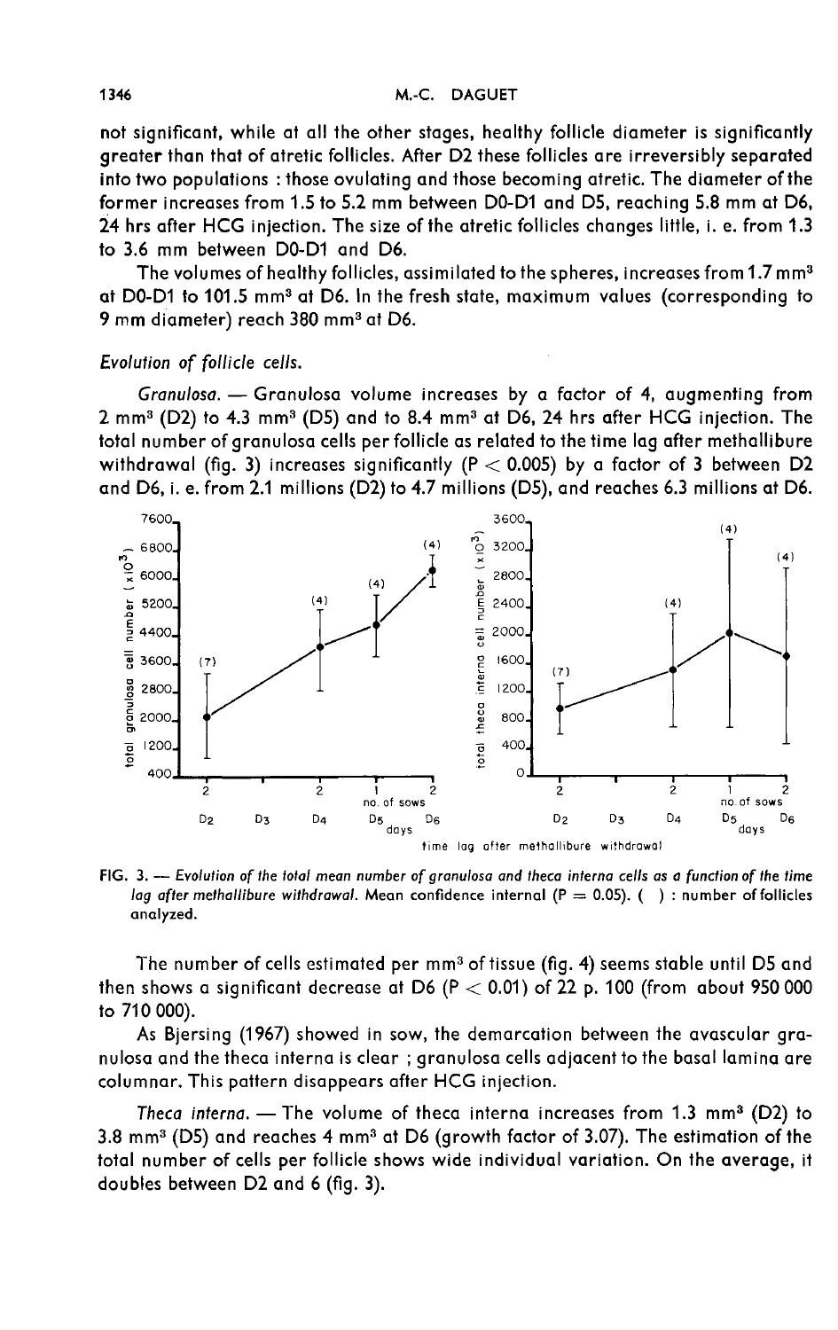not significant, while at all the other stages, healthy follicle diameter is significantly greater than that of atretic follicles. After D2 these follicles are irreversibly separated into two populations : those ovulating and those becoming atretic. The diameter of the former increases from 1.5 to 5.2 mm between D0-D1 and D5, reaching 5.8 mm at D6, 24 hrs after HCG injection. The size of the atretic follicles changes little, i. e. from 1.3 to 3.6 mm between D0-D1 and D6.

The volumes of healthy follicles, assimilated to the spheres, increases from 1.7 $mm^3$ at D0-D1 to 101.5 $mm^3$ at D6. In the fresh state, maximum values (corresponding to 9 mm diameter) reach 380 $mm^3$ at D6.

*Evolution of follicle cells.*

*Granulosa.* — Granulosa volume increases by a factor of 4, augmenting from 2 $mm^3$ (D2) to 4.3 $mm^3$ (D5) and to 8.4 $mm^3$ at D6, 24 hrs after HCG injection. The total number of granulosa cells per follicle as related to the time lag after methallibure withdrawal (fig. 3) increases significantly ($P < 0.005$) by a factor of 3 between D2 and D6, i. e. from 2.1 millions (D2) to 4.7 millions (D5), and reaches 6.3 millions at D6.

FIG. 3. — *Evolution of the total mean number of granulosa and theca interna cells as a function of the time lag after methallibure withdrawal. Mean confidence internal ($P = 0.05$). ( ) : number of follicles analyzed.*

The number of cells estimated per $mm^3$ of tissue (fig. 4) seems stable until D5 and then shows a significant decrease at D6 ($P < 0.01$) of 22 p. 100 (from about 950 000 to 710 000).

As Bjersing (1967) showed in sow, the demarcation between the avascular granulosa and the theca interna is clear ; granulosa cells adjacent to the basal lamina are columnar. This pattern disappears after HCG injection.

*Theca interna.* — The volume of theca interna increases from 1.3 $mm^3$ (D2) to 3.8 $mm^3$ (D5) and reaches 4 $mm^3$ at D6 (growth factor of 3.07). The estimation of the total number of cells per follicle shows wide individual variation. On the average, it doubles between D2 and 6 (fig. 3).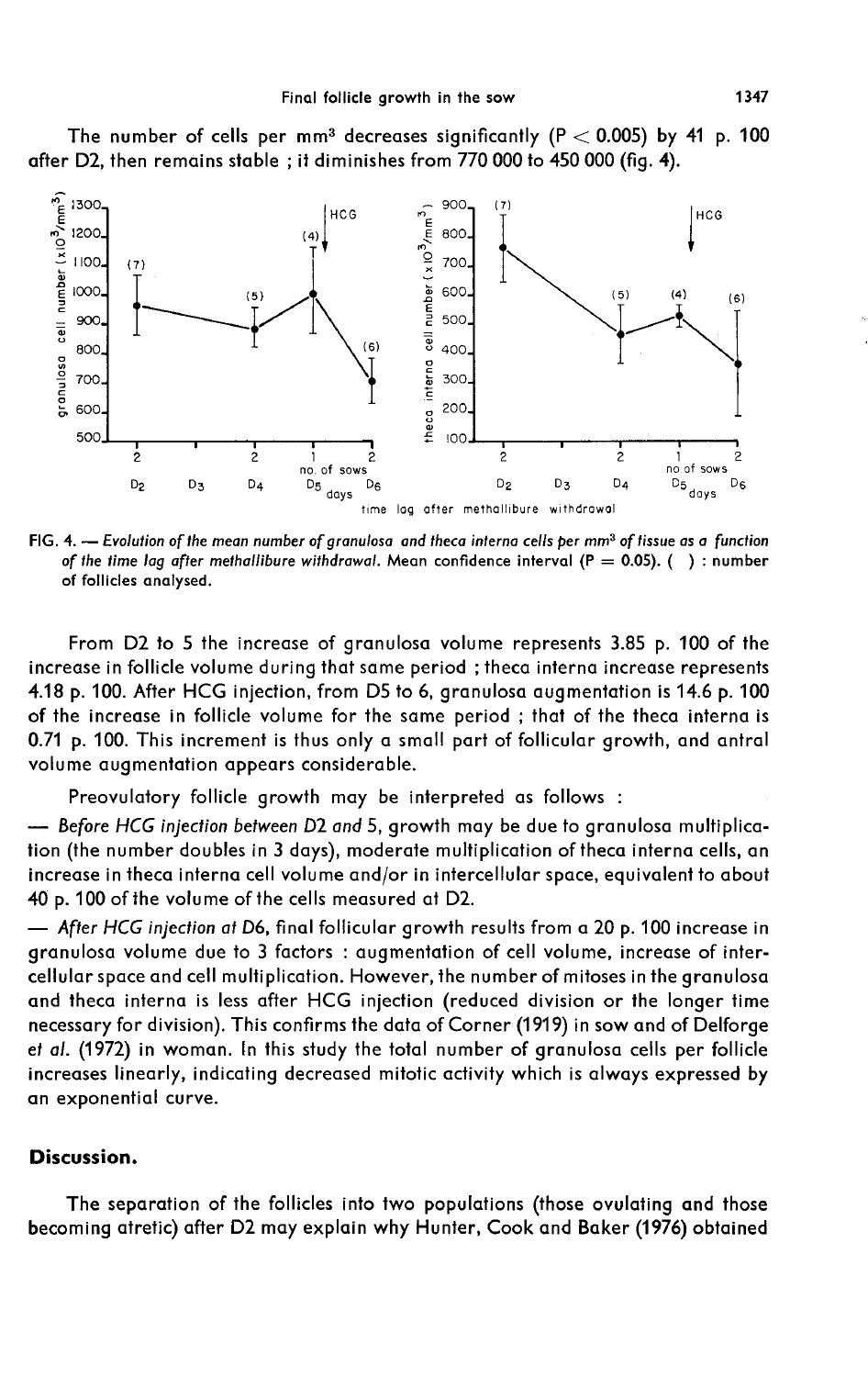The number of cells per mm$^3$ decreases significantly ($P < 0.005$) by 41 p. 100 after D2, then remains stable ; it diminishes from 770 000 to 450 000 (fig. 4).

FIG. 4. — *Evolution of the mean number of granulosa and theca interna cells per mm$^3$ of tissue as a function of the time lag after methallibure withdrawal.* Mean confidence interval ($P = 0.05$). ( ) : number of follicles analysed.

From D2 to 5 the increase of granulosa volume represents 3.85 p. 100 of the increase in follicle volume during that same period ; theca interna increase represents 4.18 p. 100. After HCG injection, from D5 to 6, granulosa augmentation is 14.6 p. 100 of the increase in follicle volume for the same period ; that of the theca interna is 0.71 p. 100. This increment is thus only a small part of follicular growth, and antral volume augmentation appears considerable.

Preovulatory follicle growth may be interpreted as follows :

— *Before HCG injection between D2 and 5*, growth may be due to granulosa multiplication (the number doubles in 3 days), moderate multiplication of theca interna cells, an increase in theca interna cell volume and/or in intercellular space, equivalent to about 40 p. 100 of the volume of the cells measured at D2.

— *After HCG injection at D6*, final follicular growth results from a 20 p. 100 increase in granulosa volume due to 3 factors : augmentation of cell volume, increase of intercellular space and cell multiplication. However, the number of mitoses in the granulosa and theca interna is less after HCG injection (reduced division or the longer time necessary for division). This confirms the data of Corner (1919) in sow and of Delforge *et al.* (1972) in woman. In this study the total number of granulosa cells per follicle increases linearly, indicating decreased mitotic activity which is always expressed by an exponential curve.

## Discussion.

The separation of the follicles into two populations (those ovulating and those becoming atretic) after D2 may explain why Hunter, Cook and Baker (1976) obtained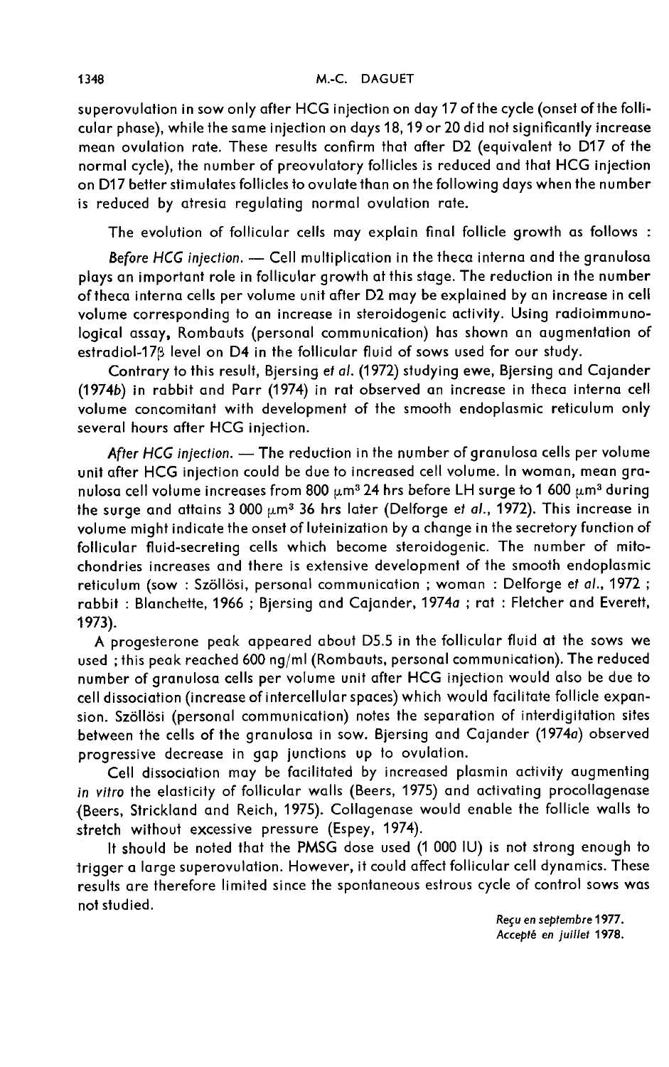superovulation in sow only after HCG injection on day 17 of the cycle (onset of the follicular phase), while the same injection on days 18, 19 or 20 did not significantly increase mean ovulation rate. These results confirm that after D2 (equivalent to D17 of the normal cycle), the number of preovulatory follicles is reduced and that HCG injection on D17 better stimulates follicles to ovulate than on the following days when the number is reduced by atresia regulating normal ovulation rate.

The evolution of follicular cells may explain final follicle growth as follows :

*Before HCG injection.* — Cell multiplication in the theca interna and the granulosa plays an important role in follicular growth at this stage. The reduction in the number of theca interna cells per volume unit after D2 may be explained by an increase in cell volume corresponding to an increase in steroidogenic activity. Using radioimmunological assay, Rombauts (personal communication) has shown an augmentation of estradiol-17β level on D4 in the follicular fluid of sows used for our study.

Contrary to this result, Bjersing *et al.* (1972) studying ewe, Bjersing and Cajander (1974*b*) in rabbit and Parr (1974) in rat observed an increase in theca interna cell volume concomitant with development of the smooth endoplasmic reticulum only several hours after HCG injection.

*After HCG injection.* — The reduction in the number of granulosa cells per volume unit after HCG injection could be due to increased cell volume. In woman, mean granulosa cell volume increases from 800 $\mu m^3$ 24 hrs before LH surge to 1 600 $\mu m^3$ during the surge and attains 3 000 $\mu m^3$ 36 hrs later (Delforge *et al.*, 1972). This increase in volume might indicate the onset of luteinization by a change in the secretory function of follicular fluid-secreting cells which become steroidogenic. The number of mitochondries increases and there is extensive development of the smooth endoplasmic reticulum (sow : Szöllösi, personal communication ; woman : Delforge *et al.*, 1972 ; rabbit : Blanchette, 1966 ; Bjersing and Cajander, 1974*a* ; rat : Fletcher and Everett, 1973).

A progesterone peak appeared about D5.5 in the follicular fluid at the sows we used ; this peak reached 600 ng/ml (Rombauts, personal communication). The reduced number of granulosa cells per volume unit after HCG injection would also be due to cell dissociation (increase of intercellular spaces) which would facilitate follicle expansion. Szöllösi (personal communication) notes the separation of interdigitation sites between the cells of the granulosa in sow. Bjersing and Cajander (1974*a*) observed progressive decrease in gap junctions up to ovulation.

Cell dissociation may be facilitated by increased plasmin activity augmenting *in vitro* the elasticity of follicular walls (Beers, 1975) and activating procollagenase (Beers, Strickland and Reich, 1975). Collagenase would enable the follicle walls to stretch without excessive pressure (Espey, 1974).

It should be noted that the PMSG dose used (1 000 IU) is not strong enough to trigger a large superovulation. However, it could affect follicular cell dynamics. These results are therefore limited since the spontaneous estrous cycle of control sows was not studied.

*Reçu en septembre 1977.*
*Accepté en juillet 1978.*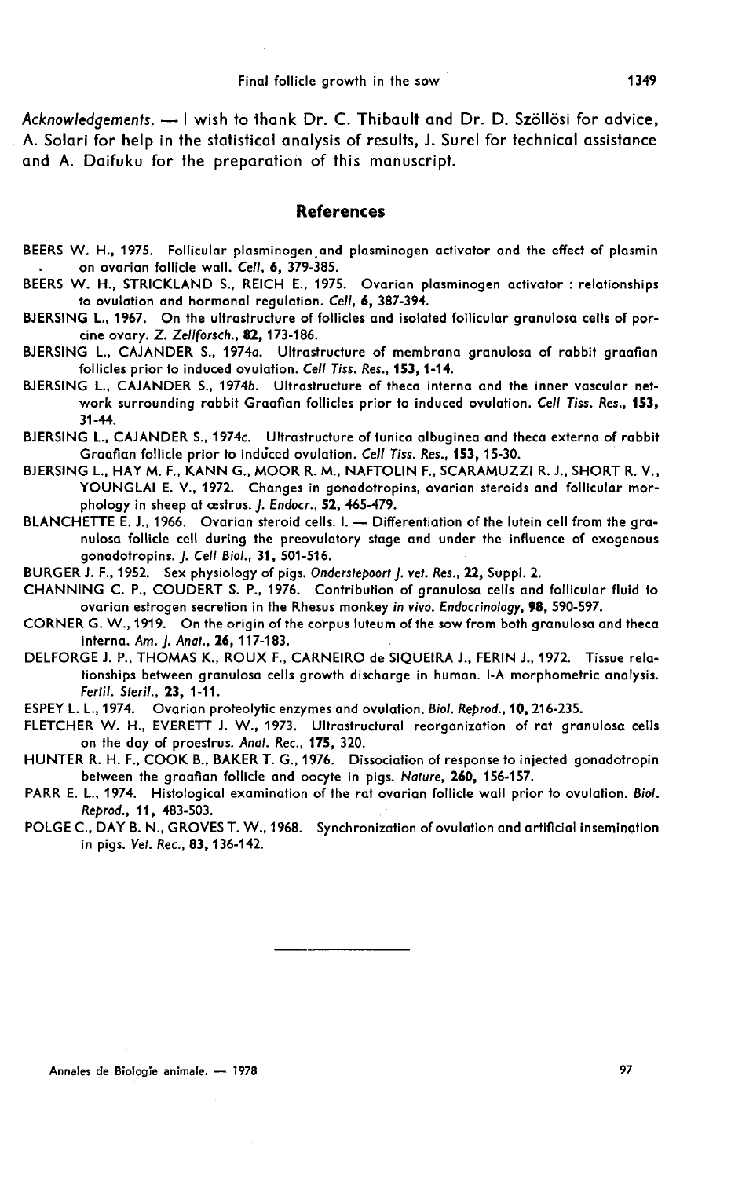*Acknowledgements.* — I wish to thank Dr. C. Thibault and Dr. D. Szöllösi for advice, A. Solari for help in the statistical analysis of results, J. Surel for technical assistance and A. Daifuku for the preparation of this manuscript.

## References

BEERS W. H., 1975. Follicular plasminogen and plasminogen activator and the effect of plasmin on ovarian follicle wall. *Cell*, **6**, 379-385.

BEERS W. H., STRICKLAND S., REICH E., 1975. Ovarian plasminogen activator : relationships to ovulation and hormonal regulation. *Cell*, **6**, 387-394.

BJERSING L., 1967. On the ultrastructure of follicles and isolated follicular granulosa cells of porcine ovary. *Z. Zellforsch.*, **82**, 173-186.

BJERSING L., CAJANDER S., 1974*a*. Ultrastructure of membrana granulosa of rabbit graafian follicles prior to induced ovulation. *Cell Tiss. Res.*, **153**, 1-14.

BJERSING L., CAJANDER S., 1974*b*. Ultrastructure of theca interna and the inner vascular network surrounding rabbit Graafian follicles prior to induced ovulation. *Cell Tiss. Res.*, **153**, 31-44.

BJERSING L., CAJANDER S., 1974*c*. Ultrastructure of tunica albuginea and theca externa of rabbit Graafian follicle prior to induced ovulation. *Cell Tiss. Res.*, **153**, 15-30.

BJERSING L., HAY M. F., KANN G., MOOR R. M., NAFTOLIN F., SCARAMUZZI R. J., SHORT R. V., YOUNGLAI E. V., 1972. Changes in gonadotropins, ovarian steroids and follicular morphology in sheep at œstrus. *J. Endocr.*, **52**, 465-479.

BLANCHETTE E. J., 1966. Ovarian steroid cells. I. — Differentiation of the lutein cell from the granulosa follicle cell during the preovulatory stage and under the influence of exogenous gonadotropins. *J. Cell Biol.*, **31**, 501-516.

BURGER J. F., 1952. Sex physiology of pigs. *Onderstepoort J. vet. Res.*, **22**, Suppl. 2.

CHANNING C. P., COUDERT S. P., 1976. Contribution of granulosa cells and follicular fluid to ovarian estrogen secretion in the Rhesus monkey *in vivo*. *Endocrinology*, **98**, 590-597.

CORNER G. W., 1919. On the origin of the corpus luteum of the sow from both granulosa and theca interna. *Am. J. Anat.*, **26**, 117-183.

DELFORGE J. P., THOMAS K., ROUX F., CARNEIRO de SIQUEIRA J., FERIN J., 1972. Tissue relationships between granulosa cells growth discharge in human. I-A morphometric analysis. *Fertil. Steril.*, **23**, 1-11.

ESPEY L. L., 1974. Ovarian proteolytic enzymes and ovulation. *Biol. Reprod.*, **10**, 216-235.

FLETCHER W. H., EVERETT J. W., 1973. Ultrastructural reorganization of rat granulosa cells on the day of proestrus. *Anat. Rec.*, **175**, 320.

HUNTER R. H. F., COOK B., BAKER T. G., 1976. Dissociation of response to injected gonadotropin between the graafian follicle and oocyte in pigs. *Nature*, **260**, 156-157.

PARR E. L., 1974. Histological examination of the rat ovarian follicle wall prior to ovulation. *Biol. Reprod.*, **11**, 483-503.

POLGE C., DAY B. N., GROVES T. W., 1968. Synchronization of ovulation and artificial insemination in pigs. *Vet. Rec.*, **83**, 136-142.